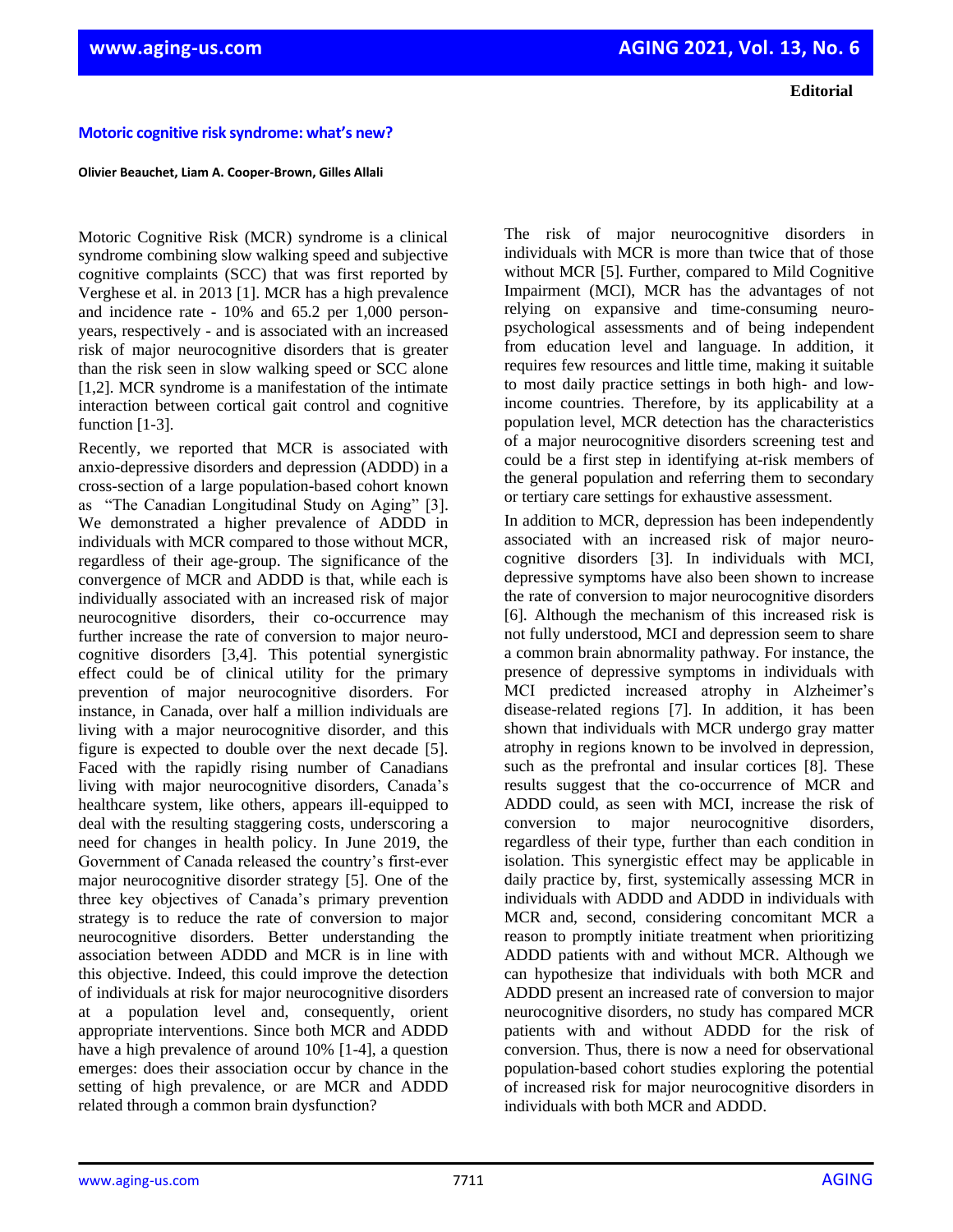**Editorial**

# Motoric cognitive risk syndrome: what's new?

**Olivier Beauchet, Liam A. Cooper-Brown, Gilles Allali**

Motoric Cognitive Risk (MCR) syndrome is a clinical syndrome combining slow walking speed and subjective cognitive complaints (SCC) that was first reported by Verghese et al. in 2013 [1]. MCR has a high prevalence and incidence rate - 10% and 65.2 per 1,000 person-years, respectively - and is associated with an increased risk of major neurocognitive disorders that is greater than the risk seen in slow walking speed or SCC alone [1,2]. MCR syndrome is a manifestation of the intimate interaction between cortical gait control and cognitive function [1-3].

Recently, we reported that MCR is associated with anxio-depressive disorders and depression (ADDD) in a cross-section of a large population-based cohort known as "The Canadian Longitudinal Study on Aging" [3]. We demonstrated a higher prevalence of ADDD in individuals with MCR compared to those without MCR, regardless of their age-group. The significance of the convergence of MCR and ADDD is that, while each is individually associated with an increased risk of major neurocognitive disorders, their co-occurrence may further increase the rate of conversion to major neurocognitive disorders [3,4]. This potential synergistic effect could be of clinical utility for the primary prevention of major neurocognitive disorders. For instance, in Canada, over half a million individuals are living with a major neurocognitive disorder, and this figure is expected to double over the next decade [5]. Faced with the rapidly rising number of Canadians living with major neurocognitive disorders, Canada's healthcare system, like others, appears ill-equipped to deal with the resulting staggering costs, underscoring a need for changes in health policy. In June 2019, the Government of Canada released the country's first-ever major neurocognitive disorder strategy [5]. One of the three key objectives of Canada's primary prevention strategy is to reduce the rate of conversion to major neurocognitive disorders. Better understanding the association between ADDD and MCR is in line with this objective. Indeed, this could improve the detection of individuals at risk for major neurocognitive disorders at a population level and, consequently, orient appropriate interventions. Since both MCR and ADDD have a high prevalence of around 10% [1-4], a question emerges: does their association occur by chance in the setting of high prevalence, or are MCR and ADDD related through a common brain dysfunction?

The risk of major neurocognitive disorders in individuals with MCR is more than twice that of those without MCR [5]. Further, compared to Mild Cognitive Impairment (MCI), MCR has the advantages of not relying on expansive and time-consuming neuropsychological assessments and of being independent from education level and language. In addition, it requires few resources and little time, making it suitable to most daily practice settings in both high- and low-income countries. Therefore, by its applicability at a population level, MCR detection has the characteristics of a major neurocognitive disorders screening test and could be a first step in identifying at-risk members of the general population and referring them to secondary or tertiary care settings for exhaustive assessment.

In addition to MCR, depression has been independently associated with an increased risk of major neurocognitive disorders [3]. In individuals with MCI, depressive symptoms have also been shown to increase the rate of conversion to major neurocognitive disorders [6]. Although the mechanism of this increased risk is not fully understood, MCI and depression seem to share a common brain abnormality pathway. For instance, the presence of depressive symptoms in individuals with MCI predicted increased atrophy in Alzheimer's disease-related regions [7]. In addition, it has been shown that individuals with MCR undergo gray matter atrophy in regions known to be involved in depression, such as the prefrontal and insular cortices [8]. These results suggest that the co-occurrence of MCR and ADDD could, as seen with MCI, increase the risk of conversion to major neurocognitive disorders, regardless of their type, further than each condition in isolation. This synergistic effect may be applicable in daily practice by, first, systemically assessing MCR in individuals with ADDD and ADDD in individuals with MCR and, second, considering concomitant MCR a reason to promptly initiate treatment when prioritizing ADDD patients with and without MCR. Although we can hypothesize that individuals with both MCR and ADDD present an increased rate of conversion to major neurocognitive disorders, no study has compared MCR patients with and without ADDD for the risk of conversion. Thus, there is now a need for observational population-based cohort studies exploring the potential of increased risk for major neurocognitive disorders in individuals with both MCR and ADDD.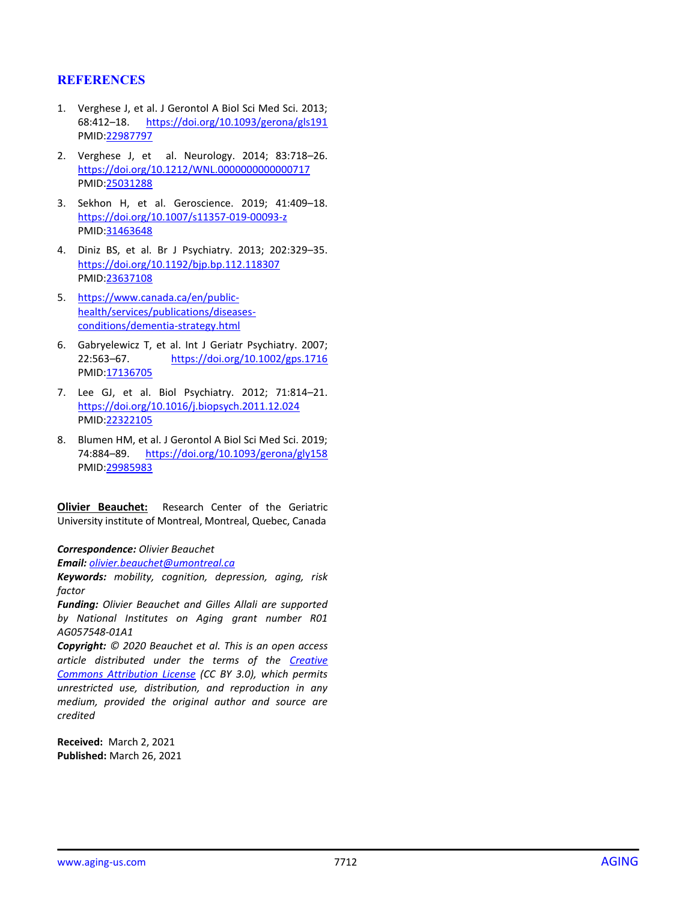## REFERENCES

1. Verghese J, et al. J Gerontol A Biol Sci Med Sci. 2013; 68:412–18. https://doi.org/10.1093/gerona/gls191 PMID:22987797

2. Verghese J, et al. Neurology. 2014; 83:718–26. https://doi.org/10.1212/WNL.0000000000000717 PMID:25031288

3. Sekhon H, et al. Geroscience. 2019; 41:409–18. https://doi.org/10.1007/s11357-019-00093-z PMID:31463648

4. Diniz BS, et al. Br J Psychiatry. 2013; 202:329–35. https://doi.org/10.1192/bjp.bp.112.118307 PMID:23637108

5. https://www.canada.ca/en/public-health/services/publications/diseases-conditions/dementia-strategy.html

6. Gabryelewicz T, et al. Int J Geriatr Psychiatry. 2007; 22:563–67. https://doi.org/10.1002/gps.1716 PMID:17136705

7. Lee GJ, et al. Biol Psychiatry. 2012; 71:814–21. https://doi.org/10.1016/j.biopsych.2011.12.024 PMID:22322105

8. Blumen HM, et al. J Gerontol A Biol Sci Med Sci. 2019; 74:884–89. https://doi.org/10.1093/gerona/gly158 PMID:29985983

**Olivier Beauchet:** Research Center of the Geriatric University institute of Montreal, Montreal, Quebec, Canada

***Correspondence:*** *Olivier Beauchet*
***Email:*** *olivier.beauchet@umontreal.ca*
***Keywords:*** *mobility, cognition, depression, aging, risk factor*
***Funding:*** *Olivier Beauchet and Gilles Allali are supported by National Institutes on Aging grant number R01 AG057548-01A1*
***Copyright:*** *© 2020 Beauchet et al. This is an open access article distributed under the terms of the Creative Commons Attribution License (CC BY 3.0), which permits unrestricted use, distribution, and reproduction in any medium, provided the original author and source are credited*

**Received:** March 2, 2021
**Published:** March 26, 2021